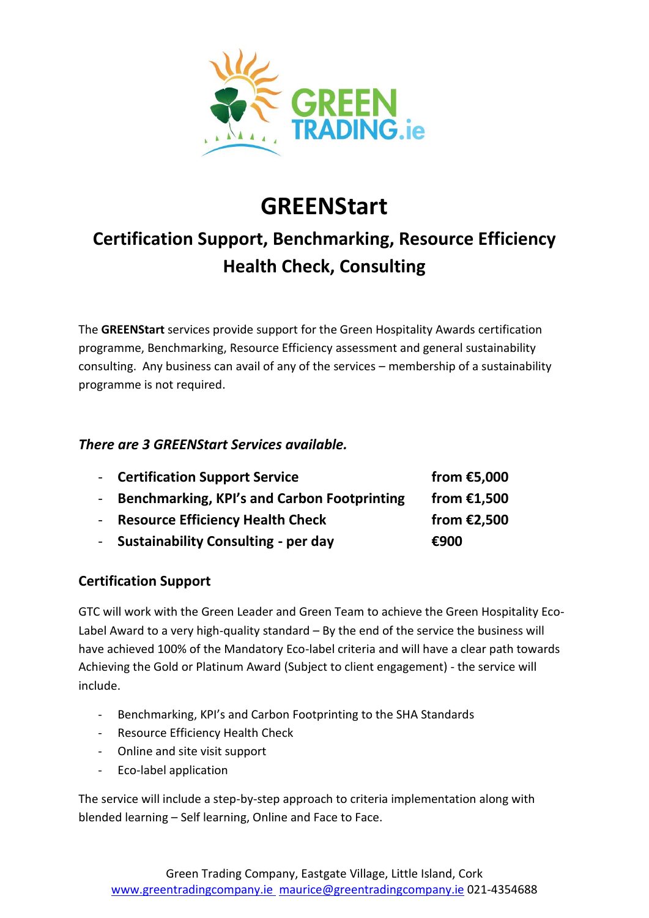# GREENStart

## Certification Support, Benchmarking, Resource Efficiency Health Check, Consulting

The **GREENStart** services provide support for the Green Hospitality Awards certification programme, Benchmarking, Resource Efficiency assessment and general sustainability consulting. Any business can avail of any of the services – membership of a sustainability programme is not required.

***There are 3 GREENStart Services available.***

- **Certification Support Service** — **from €5,000**
- **Benchmarking, KPI's and Carbon Footprinting** — **from €1,500**
- **Resource Efficiency Health Check** — **from €2,500**
- **Sustainability Consulting - per day** — **€900**

### Certification Support

GTC will work with the Green Leader and Green Team to achieve the Green Hospitality Eco-Label Award to a very high-quality standard – By the end of the service the business will have achieved 100% of the Mandatory Eco-label criteria and will have a clear path towards Achieving the Gold or Platinum Award (Subject to client engagement) - the service will include.

- Benchmarking, KPI's and Carbon Footprinting to the SHA Standards
- Resource Efficiency Health Check
- Online and site visit support
- Eco-label application

The service will include a step-by-step approach to criteria implementation along with blended learning – Self learning, Online and Face to Face.

Green Trading Company, Eastgate Village, Little Island, Cork
www.greentradingcompany.ie maurice@greentradingcompany.ie 021-4354688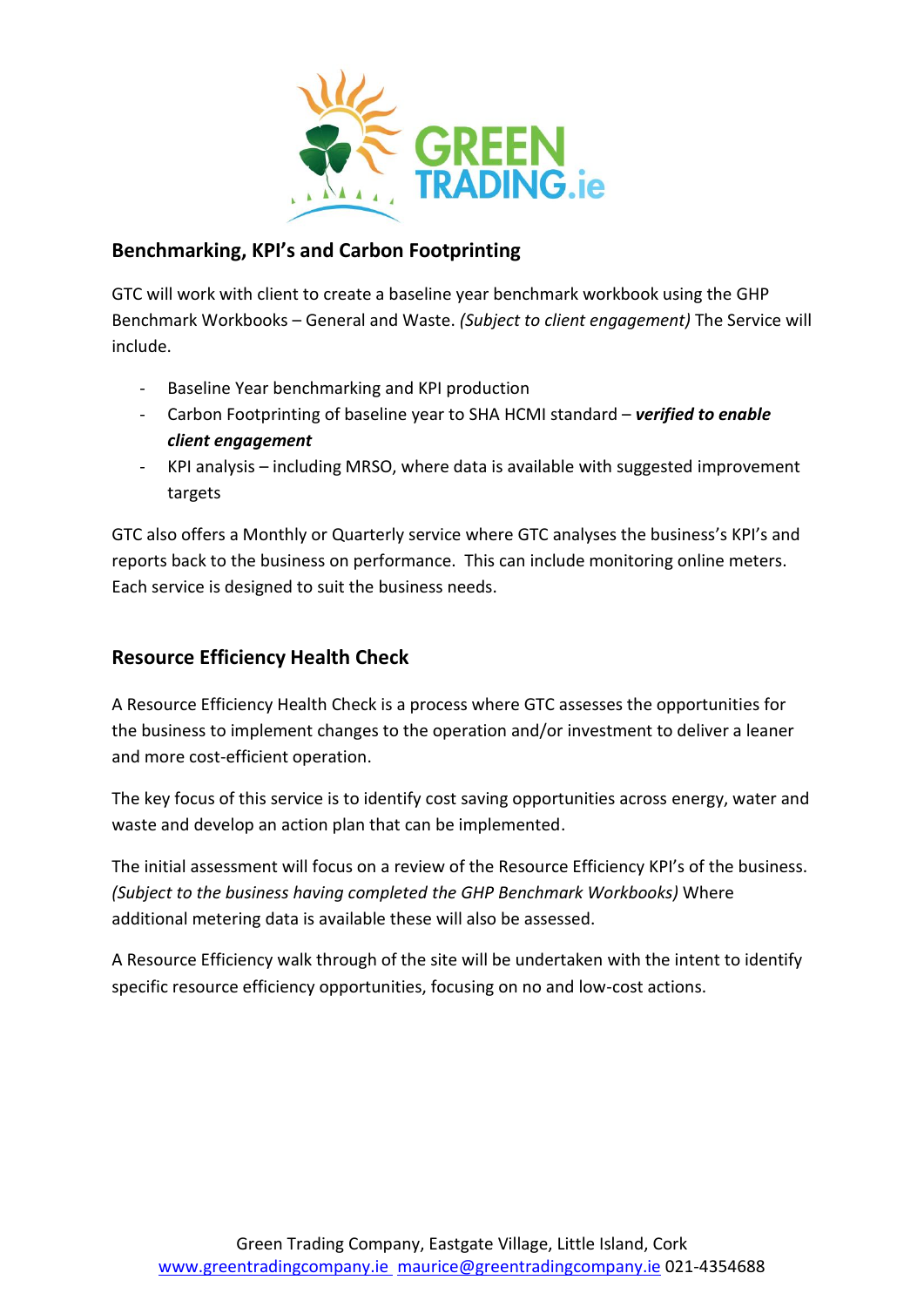## Benchmarking, KPI's and Carbon Footprinting

GTC will work with client to create a baseline year benchmark workbook using the GHP Benchmark Workbooks – General and Waste. *(Subject to client engagement)* The Service will include.

- Baseline Year benchmarking and KPI production
- Carbon Footprinting of baseline year to SHA HCMI standard – ***verified to enable client engagement***
- KPI analysis – including MRSO, where data is available with suggested improvement targets

GTC also offers a Monthly or Quarterly service where GTC analyses the business's KPI's and reports back to the business on performance. This can include monitoring online meters. Each service is designed to suit the business needs.

## Resource Efficiency Health Check

A Resource Efficiency Health Check is a process where GTC assesses the opportunities for the business to implement changes to the operation and/or investment to deliver a leaner and more cost-efficient operation.

The key focus of this service is to identify cost saving opportunities across energy, water and waste and develop an action plan that can be implemented.

The initial assessment will focus on a review of the Resource Efficiency KPI's of the business. *(Subject to the business having completed the GHP Benchmark Workbooks)* Where additional metering data is available these will also be assessed.

A Resource Efficiency walk through of the site will be undertaken with the intent to identify specific resource efficiency opportunities, focusing on no and low-cost actions.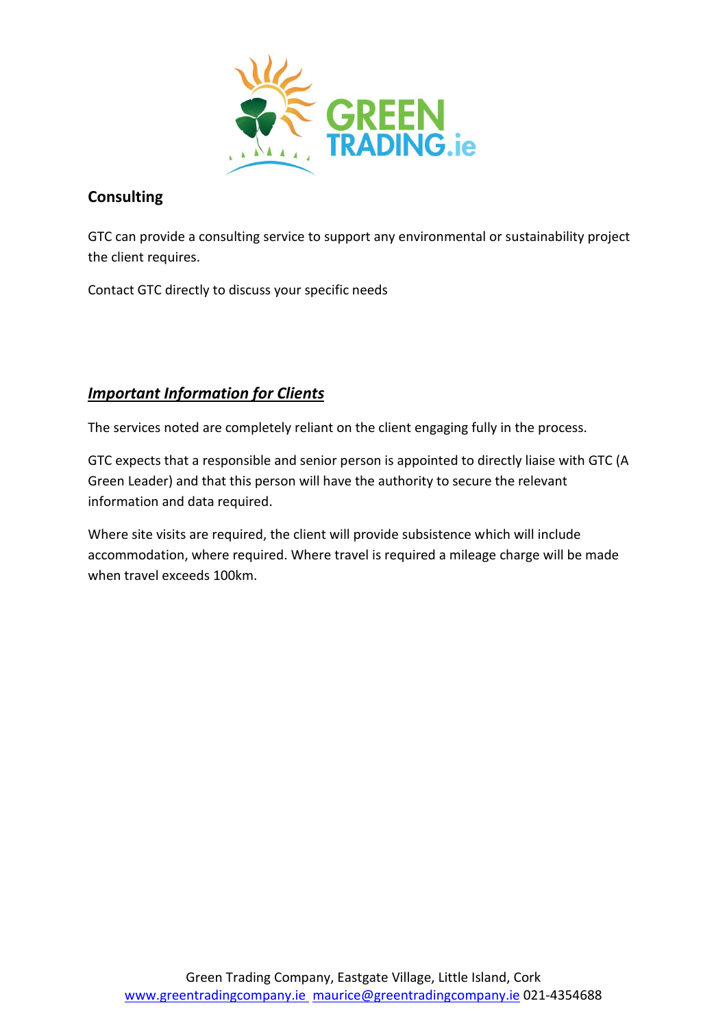## Consulting

GTC can provide a consulting service to support any environmental or sustainability project the client requires.

Contact GTC directly to discuss your specific needs

## ***Important Information for Clients***

The services noted are completely reliant on the client engaging fully in the process.

GTC expects that a responsible and senior person is appointed to directly liaise with GTC (A Green Leader) and that this person will have the authority to secure the relevant information and data required.

Where site visits are required, the client will provide subsistence which will include accommodation, where required. Where travel is required a mileage charge will be made when travel exceeds 100km.

Green Trading Company, Eastgate Village, Little Island, Cork
www.greentradingcompany.ie maurice@greentradingcompany.ie 021-4354688